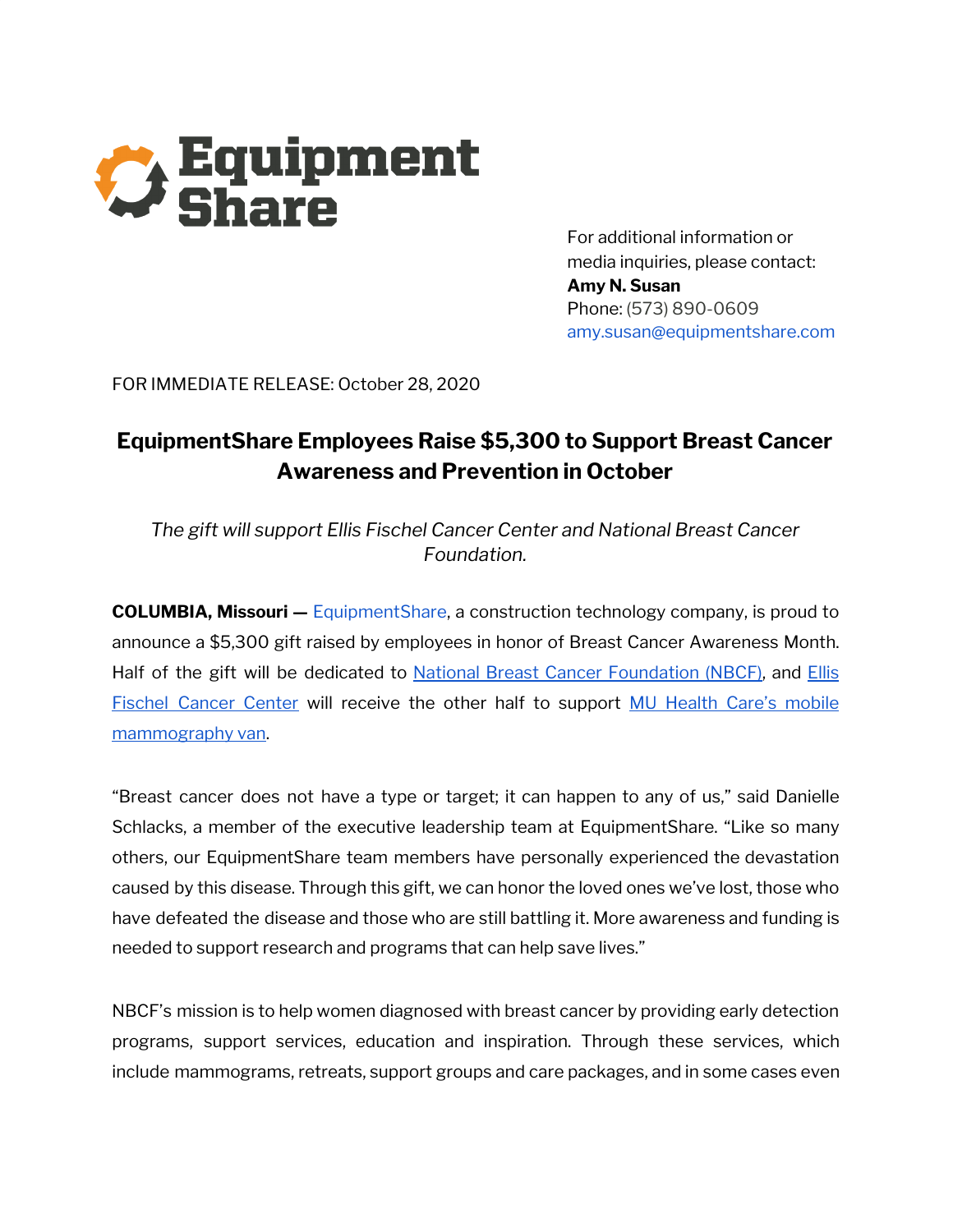For additional information or media inquiries, please contact:
**Amy N. Susan**
Phone: (573) 890-0609
amy.susan@equipmentshare.com

FOR IMMEDIATE RELEASE: October 28, 2020

# EquipmentShare Employees Raise $5,300 to Support Breast Cancer Awareness and Prevention in October

*The gift will support Ellis Fischel Cancer Center and National Breast Cancer Foundation.*

**COLUMBIA, Missouri —** EquipmentShare, a construction technology company, is proud to announce a $5,300 gift raised by employees in honor of Breast Cancer Awareness Month. Half of the gift will be dedicated to National Breast Cancer Foundation (NBCF), and Ellis Fischel Cancer Center will receive the other half to support MU Health Care's mobile mammography van.

"Breast cancer does not have a type or target; it can happen to any of us," said Danielle Schlacks, a member of the executive leadership team at EquipmentShare. "Like so many others, our EquipmentShare team members have personally experienced the devastation caused by this disease. Through this gift, we can honor the loved ones we've lost, those who have defeated the disease and those who are still battling it. More awareness and funding is needed to support research and programs that can help save lives."

NBCF's mission is to help women diagnosed with breast cancer by providing early detection programs, support services, education and inspiration. Through these services, which include mammograms, retreats, support groups and care packages, and in some cases even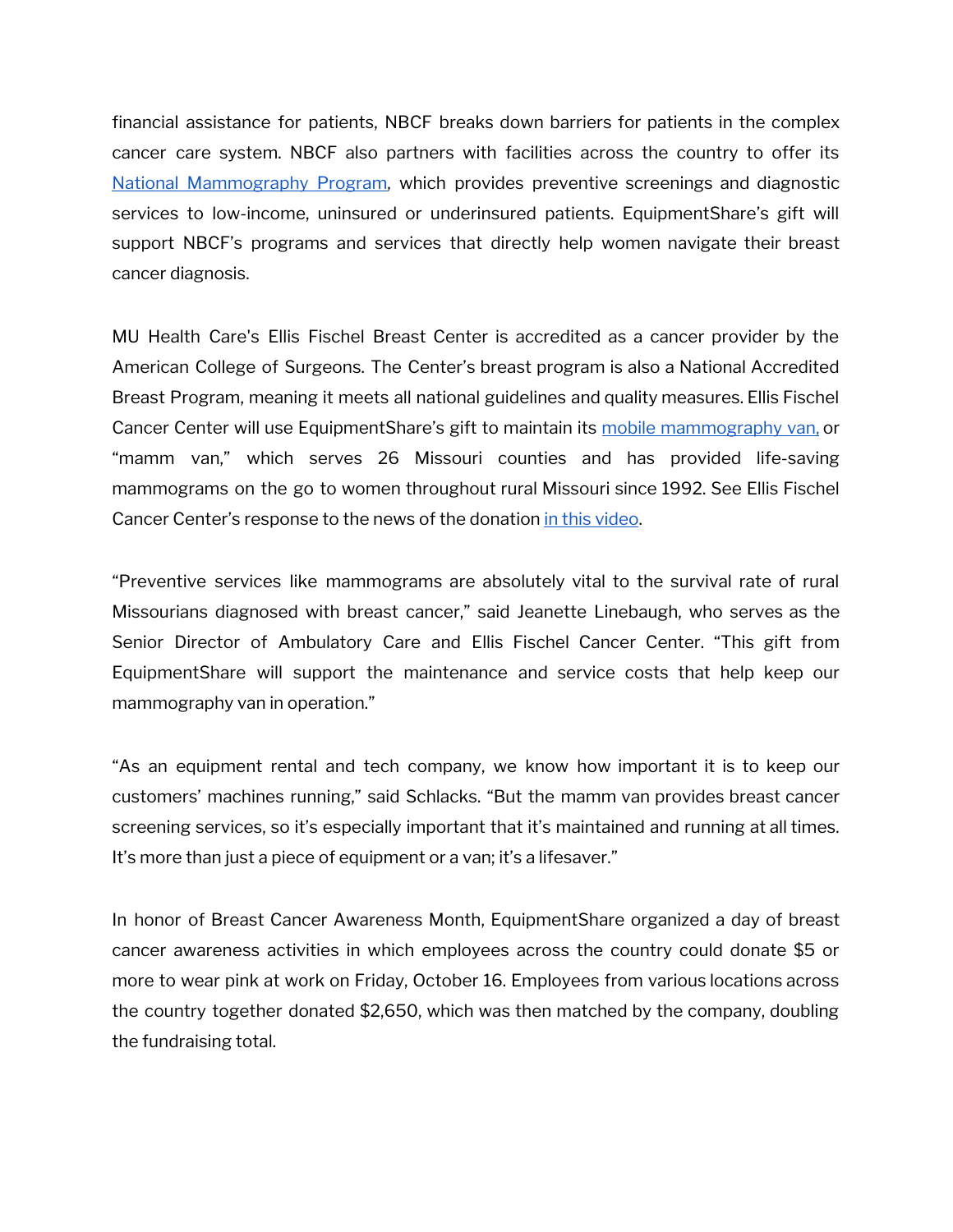financial assistance for patients, NBCF breaks down barriers for patients in the complex cancer care system. NBCF also partners with facilities across the country to offer its National Mammography Program, which provides preventive screenings and diagnostic services to low-income, uninsured or underinsured patients. EquipmentShare's gift will support NBCF's programs and services that directly help women navigate their breast cancer diagnosis.

MU Health Care's Ellis Fischel Breast Center is accredited as a cancer provider by the American College of Surgeons. The Center's breast program is also a National Accredited Breast Program, meaning it meets all national guidelines and quality measures. Ellis Fischel Cancer Center will use EquipmentShare's gift to maintain its mobile mammography van, or "mamm van," which serves 26 Missouri counties and has provided life-saving mammograms on the go to women throughout rural Missouri since 1992. See Ellis Fischel Cancer Center's response to the news of the donation in this video.

"Preventive services like mammograms are absolutely vital to the survival rate of rural Missourians diagnosed with breast cancer," said Jeanette Linebaugh, who serves as the Senior Director of Ambulatory Care and Ellis Fischel Cancer Center. "This gift from EquipmentShare will support the maintenance and service costs that help keep our mammography van in operation."

"As an equipment rental and tech company, we know how important it is to keep our customers' machines running," said Schlacks. "But the mamm van provides breast cancer screening services, so it's especially important that it's maintained and running at all times. It's more than just a piece of equipment or a van; it's a lifesaver."

In honor of Breast Cancer Awareness Month, EquipmentShare organized a day of breast cancer awareness activities in which employees across the country could donate $5 or more to wear pink at work on Friday, October 16. Employees from various locations across the country together donated $2,650, which was then matched by the company, doubling the fundraising total.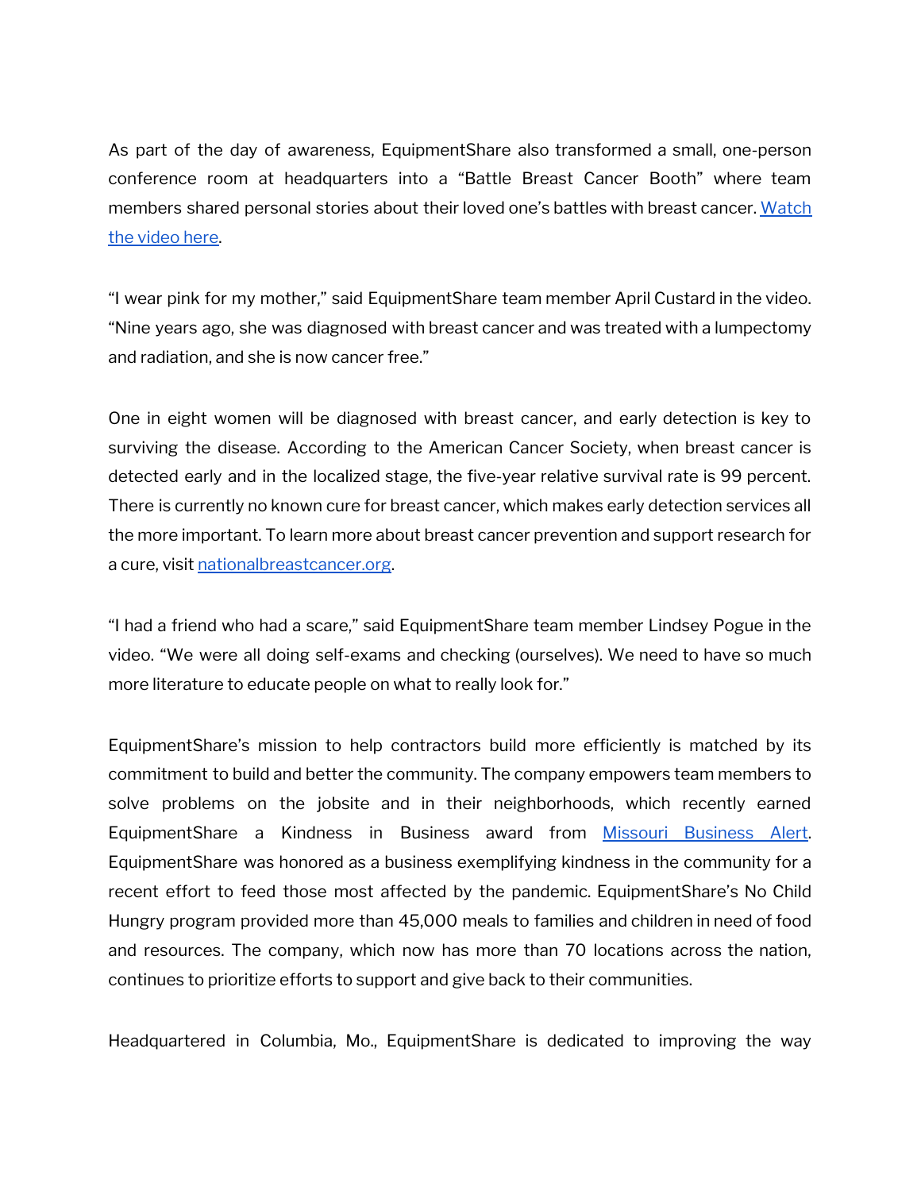As part of the day of awareness, EquipmentShare also transformed a small, one-person conference room at headquarters into a "Battle Breast Cancer Booth" where team members shared personal stories about their loved one's battles with breast cancer. [Watch the video here](#).

"I wear pink for my mother," said EquipmentShare team member April Custard in the video. "Nine years ago, she was diagnosed with breast cancer and was treated with a lumpectomy and radiation, and she is now cancer free."

One in eight women will be diagnosed with breast cancer, and early detection is key to surviving the disease. According to the American Cancer Society, when breast cancer is detected early and in the localized stage, the five-year relative survival rate is 99 percent. There is currently no known cure for breast cancer, which makes early detection services all the more important. To learn more about breast cancer prevention and support research for a cure, visit [nationalbreastcancer.org](#).

"I had a friend who had a scare," said EquipmentShare team member Lindsey Pogue in the video. "We were all doing self-exams and checking (ourselves). We need to have so much more literature to educate people on what to really look for."

EquipmentShare's mission to help contractors build more efficiently is matched by its commitment to build and better the community. The company empowers team members to solve problems on the jobsite and in their neighborhoods, which recently earned EquipmentShare a Kindness in Business award from [Missouri Business Alert](#). EquipmentShare was honored as a business exemplifying kindness in the community for a recent effort to feed those most affected by the pandemic. EquipmentShare's No Child Hungry program provided more than 45,000 meals to families and children in need of food and resources. The company, which now has more than 70 locations across the nation, continues to prioritize efforts to support and give back to their communities.

Headquartered in Columbia, Mo., EquipmentShare is dedicated to improving the way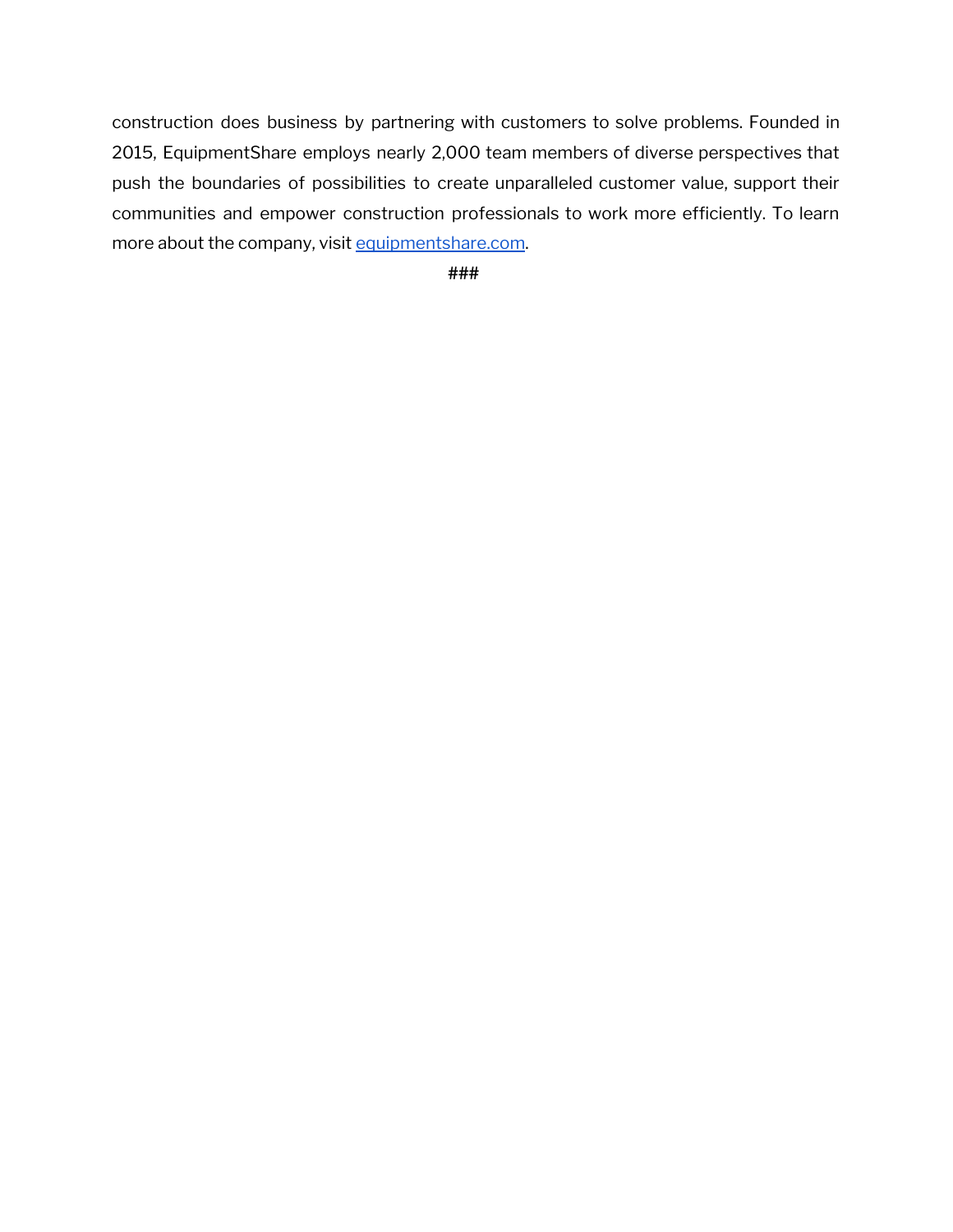construction does business by partnering with customers to solve problems. Founded in 2015, EquipmentShare employs nearly 2,000 team members of diverse perspectives that push the boundaries of possibilities to create unparalleled customer value, support their communities and empower construction professionals to work more efficiently. To learn more about the company, visit [equipmentshare.com](https://equipmentshare.com).

###